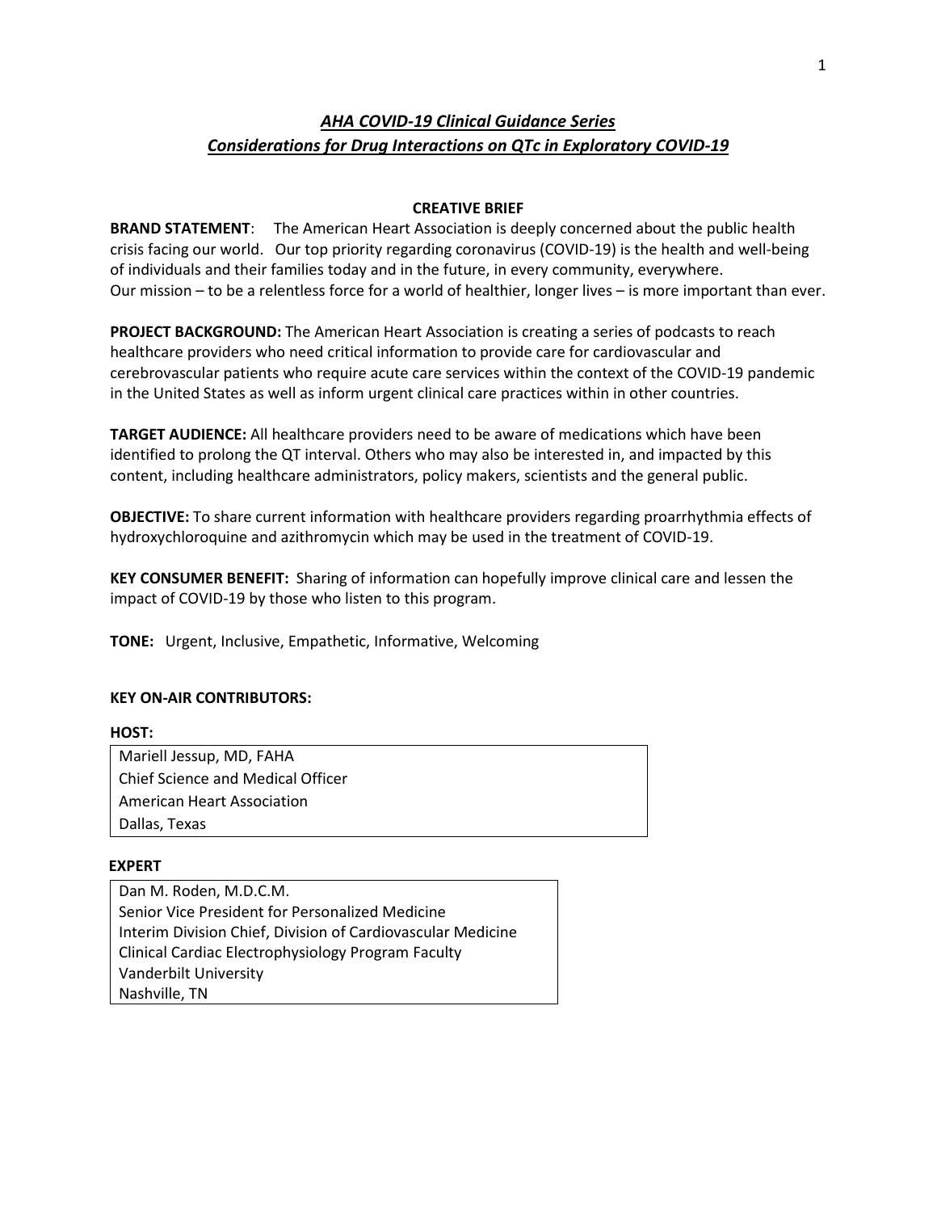# *AHA COVID-19 Clinical Guidance Series*
# *Considerations for Drug Interactions on QTc in Exploratory COVID-19*

## CREATIVE BRIEF

**BRAND STATEMENT**: The American Heart Association is deeply concerned about the public health crisis facing our world. Our top priority regarding coronavirus (COVID-19) is the health and well-being of individuals and their families today and in the future, in every community, everywhere. Our mission – to be a relentless force for a world of healthier, longer lives – is more important than ever.

**PROJECT BACKGROUND:** The American Heart Association is creating a series of podcasts to reach healthcare providers who need critical information to provide care for cardiovascular and cerebrovascular patients who require acute care services within the context of the COVID-19 pandemic in the United States as well as inform urgent clinical care practices within in other countries.

**TARGET AUDIENCE:** All healthcare providers need to be aware of medications which have been identified to prolong the QT interval. Others who may also be interested in, and impacted by this content, including healthcare administrators, policy makers, scientists and the general public.

**OBJECTIVE:** To share current information with healthcare providers regarding proarrhythmia effects of hydroxychloroquine and azithromycin which may be used in the treatment of COVID-19.

**KEY CONSUMER BENEFIT:** Sharing of information can hopefully improve clinical care and lessen the impact of COVID-19 by those who listen to this program.

**TONE:** Urgent, Inclusive, Empathetic, Informative, Welcoming

**KEY ON-AIR CONTRIBUTORS:**

**HOST:**

| Mariell Jessup, MD, FAHA<br>Chief Science and Medical Officer<br>American Heart Association<br>Dallas, Texas |
|---|

**EXPERT**

| Dan M. Roden, M.D.C.M.<br>Senior Vice President for Personalized Medicine<br>Interim Division Chief, Division of Cardiovascular Medicine<br>Clinical Cardiac Electrophysiology Program Faculty<br>Vanderbilt University<br>Nashville, TN |
|---|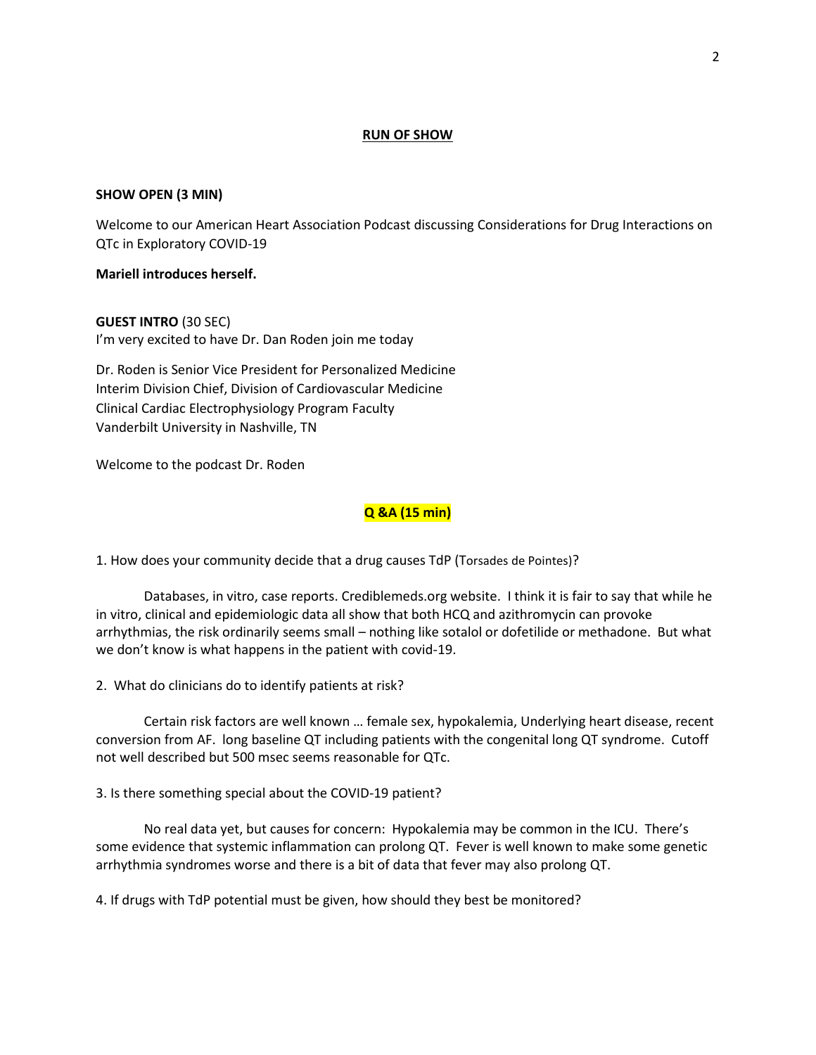## RUN OF SHOW

**SHOW OPEN (3 MIN)**

Welcome to our American Heart Association Podcast discussing Considerations for Drug Interactions on QTc in Exploratory COVID-19

**Mariell introduces herself.**

**GUEST INTRO** (30 SEC)
I'm very excited to have Dr. Dan Roden join me today

Dr. Roden is Senior Vice President for Personalized Medicine
Interim Division Chief, Division of Cardiovascular Medicine
Clinical Cardiac Electrophysiology Program Faculty
Vanderbilt University in Nashville, TN

Welcome to the podcast Dr. Roden

**Q &A (15 min)**

1. How does your community decide that a drug causes TdP (Torsades de Pointes)?

Databases, in vitro, case reports. Crediblemeds.org website. I think it is fair to say that while he in vitro, clinical and epidemiologic data all show that both HCQ and azithromycin can provoke arrhythmias, the risk ordinarily seems small – nothing like sotalol or dofetilide or methadone. But what we don't know is what happens in the patient with covid-19.

2. What do clinicians do to identify patients at risk?

Certain risk factors are well known … female sex, hypokalemia, Underlying heart disease, recent conversion from AF. long baseline QT including patients with the congenital long QT syndrome. Cutoff not well described but 500 msec seems reasonable for QTc.

3. Is there something special about the COVID-19 patient?

No real data yet, but causes for concern: Hypokalemia may be common in the ICU. There's some evidence that systemic inflammation can prolong QT. Fever is well known to make some genetic arrhythmia syndromes worse and there is a bit of data that fever may also prolong QT.

4. If drugs with TdP potential must be given, how should they best be monitored?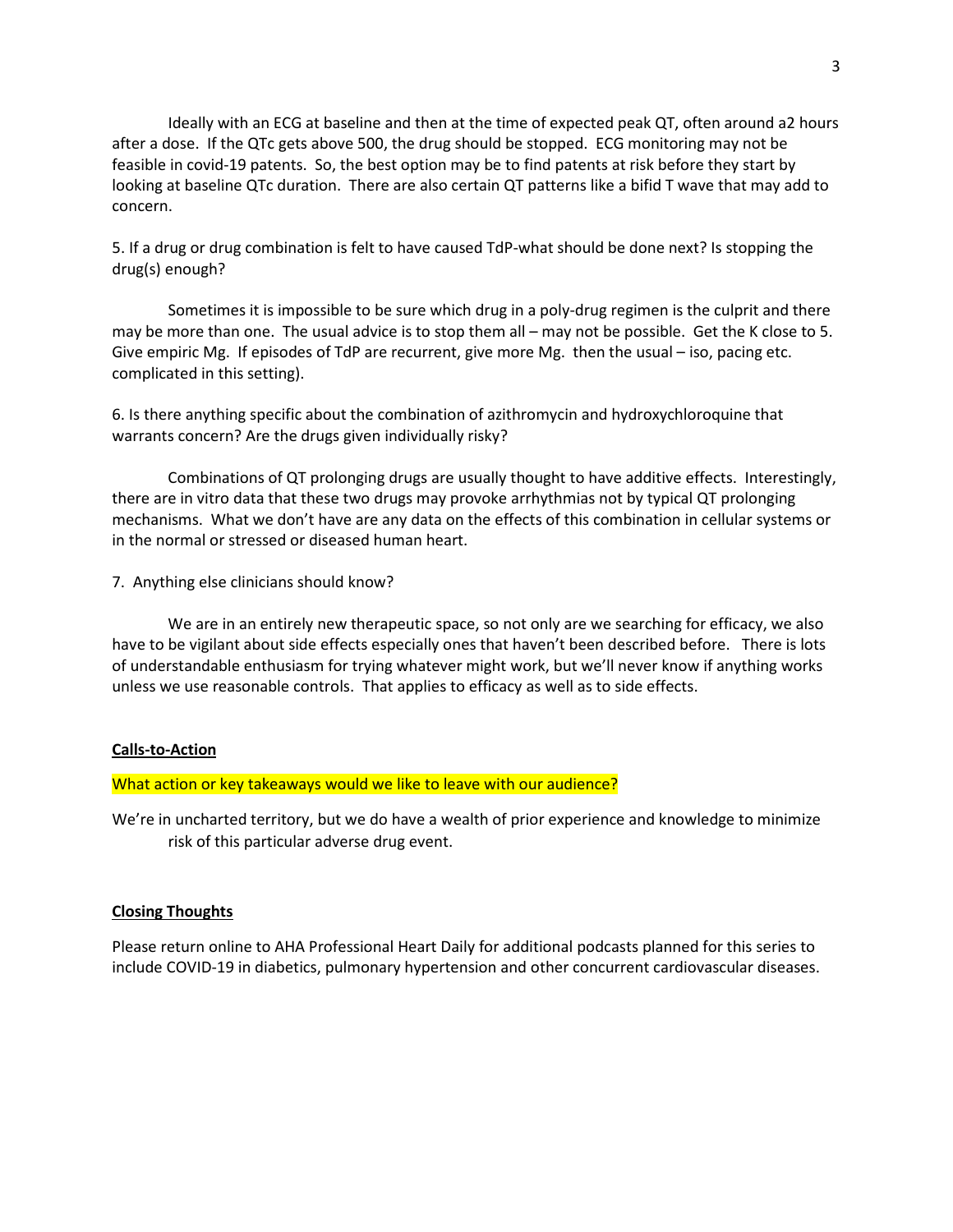Ideally with an ECG at baseline and then at the time of expected peak QT, often around a2 hours after a dose. If the QTc gets above 500, the drug should be stopped. ECG monitoring may not be feasible in covid-19 patents. So, the best option may be to find patents at risk before they start by looking at baseline QTc duration. There are also certain QT patterns like a bifid T wave that may add to concern.

5. If a drug or drug combination is felt to have caused TdP-what should be done next? Is stopping the drug(s) enough?

Sometimes it is impossible to be sure which drug in a poly-drug regimen is the culprit and there may be more than one. The usual advice is to stop them all – may not be possible. Get the K close to 5. Give empiric Mg. If episodes of TdP are recurrent, give more Mg. then the usual – iso, pacing etc. complicated in this setting).

6. Is there anything specific about the combination of azithromycin and hydroxychloroquine that warrants concern? Are the drugs given individually risky?

Combinations of QT prolonging drugs are usually thought to have additive effects. Interestingly, there are in vitro data that these two drugs may provoke arrhythmias not by typical QT prolonging mechanisms. What we don't have are any data on the effects of this combination in cellular systems or in the normal or stressed or diseased human heart.

7. Anything else clinicians should know?

We are in an entirely new therapeutic space, so not only are we searching for efficacy, we also have to be vigilant about side effects especially ones that haven't been described before. There is lots of understandable enthusiasm for trying whatever might work, but we'll never know if anything works unless we use reasonable controls. That applies to efficacy as well as to side effects.

**Calls-to-Action**

What action or key takeaways would we like to leave with our audience?

We're in uncharted territory, but we do have a wealth of prior experience and knowledge to minimize risk of this particular adverse drug event.

**Closing Thoughts**

Please return online to AHA Professional Heart Daily for additional podcasts planned for this series to include COVID-19 in diabetics, pulmonary hypertension and other concurrent cardiovascular diseases.